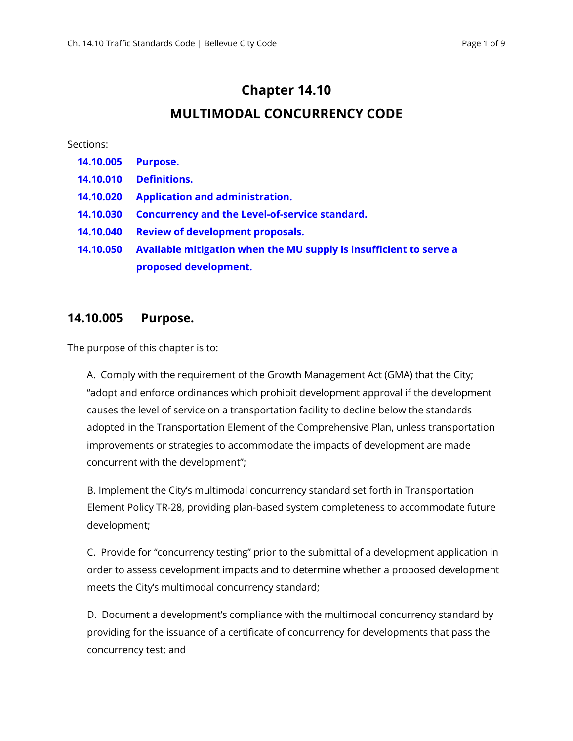# Chapter 14.10

# MULTIMODAL CONCURRENCY CODE

Sections:

| | |
|---|---|
| **14.10.005** | **Purpose.** |
| **14.10.010** | **Definitions.** |
| **14.10.020** | **Application and administration.** |
| **14.10.030** | **Concurrency and the Level-of-service standard.** |
| **14.10.040** | **Review of development proposals.** |
| **14.10.050** | **Available mitigation when the MU supply is insufficient to serve a proposed development.** |

## 14.10.005 Purpose.

The purpose of this chapter is to:

A. Comply with the requirement of the Growth Management Act (GMA) that the City; "adopt and enforce ordinances which prohibit development approval if the development causes the level of service on a transportation facility to decline below the standards adopted in the Transportation Element of the Comprehensive Plan, unless transportation improvements or strategies to accommodate the impacts of development are made concurrent with the development";

B. Implement the City's multimodal concurrency standard set forth in Transportation Element Policy TR-28, providing plan-based system completeness to accommodate future development;

C. Provide for "concurrency testing" prior to the submittal of a development application in order to assess development impacts and to determine whether a proposed development meets the City's multimodal concurrency standard;

D. Document a development's compliance with the multimodal concurrency standard by providing for the issuance of a certificate of concurrency for developments that pass the concurrency test; and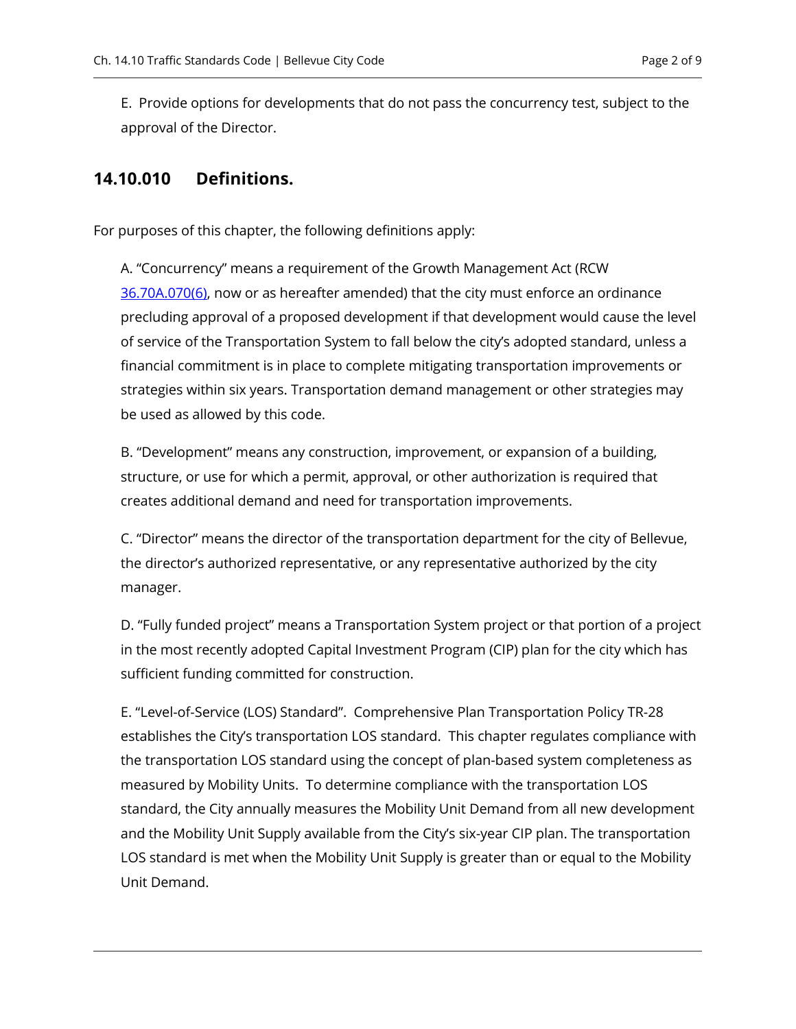E. Provide options for developments that do not pass the concurrency test, subject to the approval of the Director.

## 14.10.010 Definitions.

For purposes of this chapter, the following definitions apply:

A. "Concurrency" means a requirement of the Growth Management Act (RCW 36.70A.070(6), now or as hereafter amended) that the city must enforce an ordinance precluding approval of a proposed development if that development would cause the level of service of the Transportation System to fall below the city's adopted standard, unless a financial commitment is in place to complete mitigating transportation improvements or strategies within six years. Transportation demand management or other strategies may be used as allowed by this code.

B. "Development" means any construction, improvement, or expansion of a building, structure, or use for which a permit, approval, or other authorization is required that creates additional demand and need for transportation improvements.

C. "Director" means the director of the transportation department for the city of Bellevue, the director's authorized representative, or any representative authorized by the city manager.

D. "Fully funded project" means a Transportation System project or that portion of a project in the most recently adopted Capital Investment Program (CIP) plan for the city which has sufficient funding committed for construction.

E. "Level-of-Service (LOS) Standard". Comprehensive Plan Transportation Policy TR-28 establishes the City's transportation LOS standard. This chapter regulates compliance with the transportation LOS standard using the concept of plan-based system completeness as measured by Mobility Units. To determine compliance with the transportation LOS standard, the City annually measures the Mobility Unit Demand from all new development and the Mobility Unit Supply available from the City's six-year CIP plan. The transportation LOS standard is met when the Mobility Unit Supply is greater than or equal to the Mobility Unit Demand.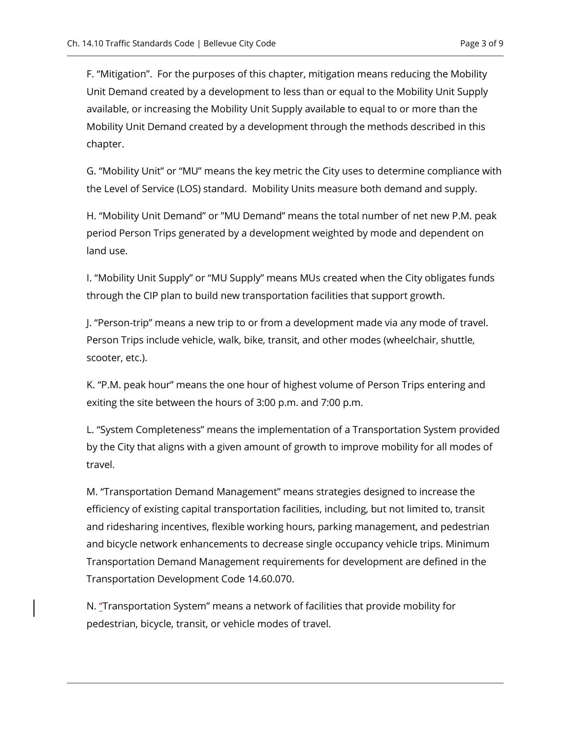F. “Mitigation”.  For the purposes of this chapter, mitigation means reducing the Mobility Unit Demand created by a development to less than or equal to the Mobility Unit Supply available, or increasing the Mobility Unit Supply available to equal to or more than the Mobility Unit Demand created by a development through the methods described in this chapter.

G. “Mobility Unit” or “MU” means the key metric the City uses to determine compliance with the Level of Service (LOS) standard.  Mobility Units measure both demand and supply.

H. “Mobility Unit Demand” or ”MU Demand” means the total number of net new P.M. peak period Person Trips generated by a development weighted by mode and dependent on land use.

I. “Mobility Unit Supply” or “MU Supply” means MUs created when the City obligates funds through the CIP plan to build new transportation facilities that support growth.

J. “Person-trip” means a new trip to or from a development made via any mode of travel. Person Trips include vehicle, walk, bike, transit, and other modes (wheelchair, shuttle, scooter, etc.).

K. “P.M. peak hour” means the one hour of highest volume of Person Trips entering and exiting the site between the hours of 3:00 p.m. and 7:00 p.m.

L. “System Completeness” means the implementation of a Transportation System provided by the City that aligns with a given amount of growth to improve mobility for all modes of travel.

M. “Transportation Demand Management” means strategies designed to increase the efficiency of existing capital transportation facilities, including, but not limited to, transit and ridesharing incentives, flexible working hours, parking management, and pedestrian and bicycle network enhancements to decrease single occupancy vehicle trips. Minimum Transportation Demand Management requirements for development are defined in the Transportation Development Code 14.60.070.

N. “Transportation System” means a network of facilities that provide mobility for pedestrian, bicycle, transit, or vehicle modes of travel.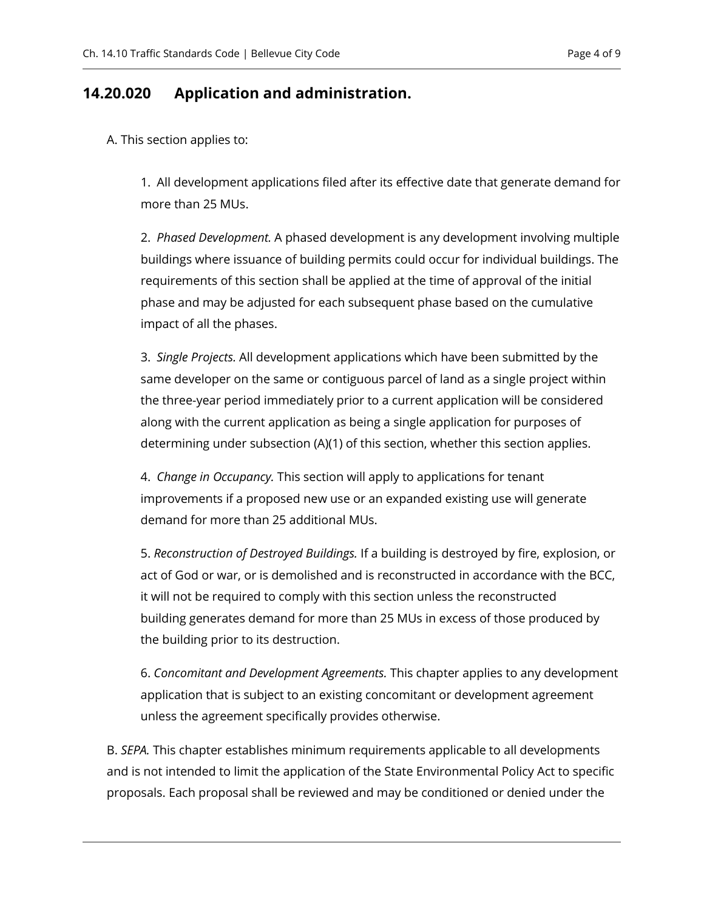## 14.20.020 Application and administration.

A. This section applies to:

1. All development applications filed after its effective date that generate demand for more than 25 MUs.

2. *Phased Development.* A phased development is any development involving multiple buildings where issuance of building permits could occur for individual buildings. The requirements of this section shall be applied at the time of approval of the initial phase and may be adjusted for each subsequent phase based on the cumulative impact of all the phases.

3. *Single Projects.* All development applications which have been submitted by the same developer on the same or contiguous parcel of land as a single project within the three-year period immediately prior to a current application will be considered along with the current application as being a single application for purposes of determining under subsection (A)(1) of this section, whether this section applies.

4. *Change in Occupancy.* This section will apply to applications for tenant improvements if a proposed new use or an expanded existing use will generate demand for more than 25 additional MUs.

5. *Reconstruction of Destroyed Buildings.* If a building is destroyed by fire, explosion, or act of God or war, or is demolished and is reconstructed in accordance with the BCC, it will not be required to comply with this section unless the reconstructed building generates demand for more than 25 MUs in excess of those produced by the building prior to its destruction.

6. *Concomitant and Development Agreements.* This chapter applies to any development application that is subject to an existing concomitant or development agreement unless the agreement specifically provides otherwise.

B. *SEPA.* This chapter establishes minimum requirements applicable to all developments and is not intended to limit the application of the State Environmental Policy Act to specific proposals. Each proposal shall be reviewed and may be conditioned or denied under the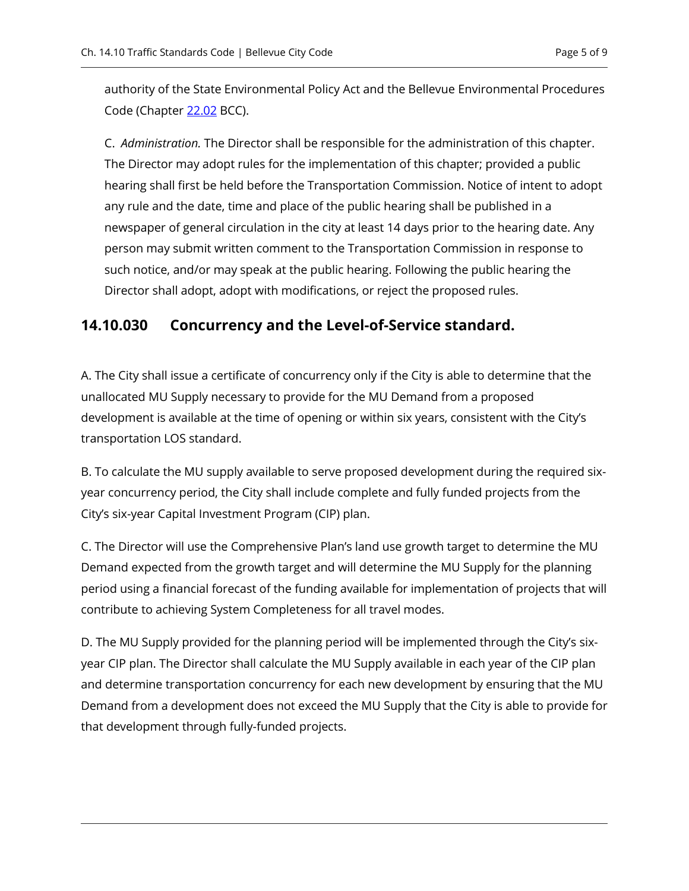authority of the State Environmental Policy Act and the Bellevue Environmental Procedures Code (Chapter 22.02 BCC).

C. *Administration.* The Director shall be responsible for the administration of this chapter. The Director may adopt rules for the implementation of this chapter; provided a public hearing shall first be held before the Transportation Commission. Notice of intent to adopt any rule and the date, time and place of the public hearing shall be published in a newspaper of general circulation in the city at least 14 days prior to the hearing date. Any person may submit written comment to the Transportation Commission in response to such notice, and/or may speak at the public hearing. Following the public hearing the Director shall adopt, adopt with modifications, or reject the proposed rules.

## 14.10.030 Concurrency and the Level-of-Service standard.

A. The City shall issue a certificate of concurrency only if the City is able to determine that the unallocated MU Supply necessary to provide for the MU Demand from a proposed development is available at the time of opening or within six years, consistent with the City's transportation LOS standard.

B. To calculate the MU supply available to serve proposed development during the required six-year concurrency period, the City shall include complete and fully funded projects from the City's six-year Capital Investment Program (CIP) plan.

C. The Director will use the Comprehensive Plan's land use growth target to determine the MU Demand expected from the growth target and will determine the MU Supply for the planning period using a financial forecast of the funding available for implementation of projects that will contribute to achieving System Completeness for all travel modes.

D. The MU Supply provided for the planning period will be implemented through the City's six-year CIP plan. The Director shall calculate the MU Supply available in each year of the CIP plan and determine transportation concurrency for each new development by ensuring that the MU Demand from a development does not exceed the MU Supply that the City is able to provide for that development through fully-funded projects.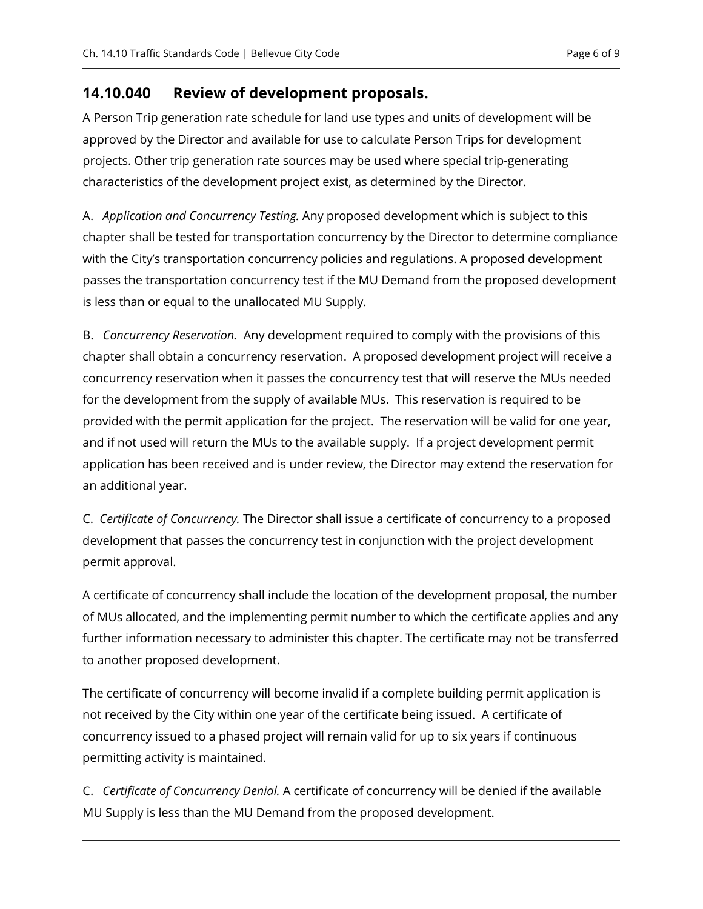## 14.10.040 Review of development proposals.

A Person Trip generation rate schedule for land use types and units of development will be approved by the Director and available for use to calculate Person Trips for development projects. Other trip generation rate sources may be used where special trip-generating characteristics of the development project exist, as determined by the Director.

A. *Application and Concurrency Testing.* Any proposed development which is subject to this chapter shall be tested for transportation concurrency by the Director to determine compliance with the City's transportation concurrency policies and regulations. A proposed development passes the transportation concurrency test if the MU Demand from the proposed development is less than or equal to the unallocated MU Supply.

B. *Concurrency Reservation.* Any development required to comply with the provisions of this chapter shall obtain a concurrency reservation. A proposed development project will receive a concurrency reservation when it passes the concurrency test that will reserve the MUs needed for the development from the supply of available MUs. This reservation is required to be provided with the permit application for the project. The reservation will be valid for one year, and if not used will return the MUs to the available supply. If a project development permit application has been received and is under review, the Director may extend the reservation for an additional year.

C. *Certificate of Concurrency.* The Director shall issue a certificate of concurrency to a proposed development that passes the concurrency test in conjunction with the project development permit approval.

A certificate of concurrency shall include the location of the development proposal, the number of MUs allocated, and the implementing permit number to which the certificate applies and any further information necessary to administer this chapter. The certificate may not be transferred to another proposed development.

The certificate of concurrency will become invalid if a complete building permit application is not received by the City within one year of the certificate being issued. A certificate of concurrency issued to a phased project will remain valid for up to six years if continuous permitting activity is maintained.

C. *Certificate of Concurrency Denial.* A certificate of concurrency will be denied if the available MU Supply is less than the MU Demand from the proposed development.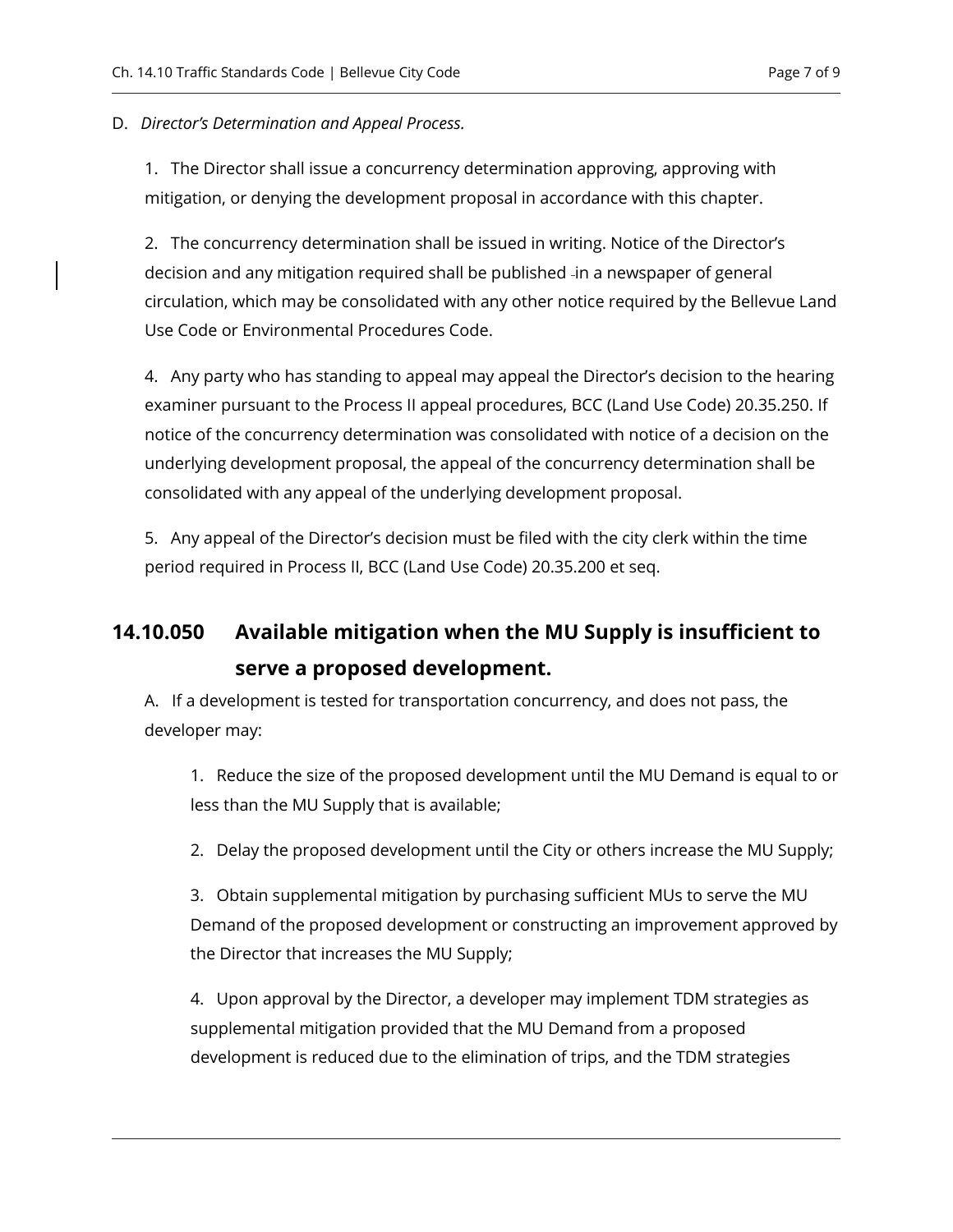D. *Director's Determination and Appeal Process.*

1. The Director shall issue a concurrency determination approving, approving with mitigation, or denying the development proposal in accordance with this chapter.

2. The concurrency determination shall be issued in writing. Notice of the Director's decision and any mitigation required shall be published in a newspaper of general circulation, which may be consolidated with any other notice required by the Bellevue Land Use Code or Environmental Procedures Code.

4. Any party who has standing to appeal may appeal the Director's decision to the hearing examiner pursuant to the Process II appeal procedures, BCC (Land Use Code) 20.35.250. If notice of the concurrency determination was consolidated with notice of a decision on the underlying development proposal, the appeal of the concurrency determination shall be consolidated with any appeal of the underlying development proposal.

5. Any appeal of the Director's decision must be filed with the city clerk within the time period required in Process II, BCC (Land Use Code) 20.35.200 et seq.

## 14.10.050 Available mitigation when the MU Supply is insufficient to serve a proposed development.

A. If a development is tested for transportation concurrency, and does not pass, the developer may:

1. Reduce the size of the proposed development until the MU Demand is equal to or less than the MU Supply that is available;

2. Delay the proposed development until the City or others increase the MU Supply;

3. Obtain supplemental mitigation by purchasing sufficient MUs to serve the MU Demand of the proposed development or constructing an improvement approved by the Director that increases the MU Supply;

4. Upon approval by the Director, a developer may implement TDM strategies as supplemental mitigation provided that the MU Demand from a proposed development is reduced due to the elimination of trips, and the TDM strategies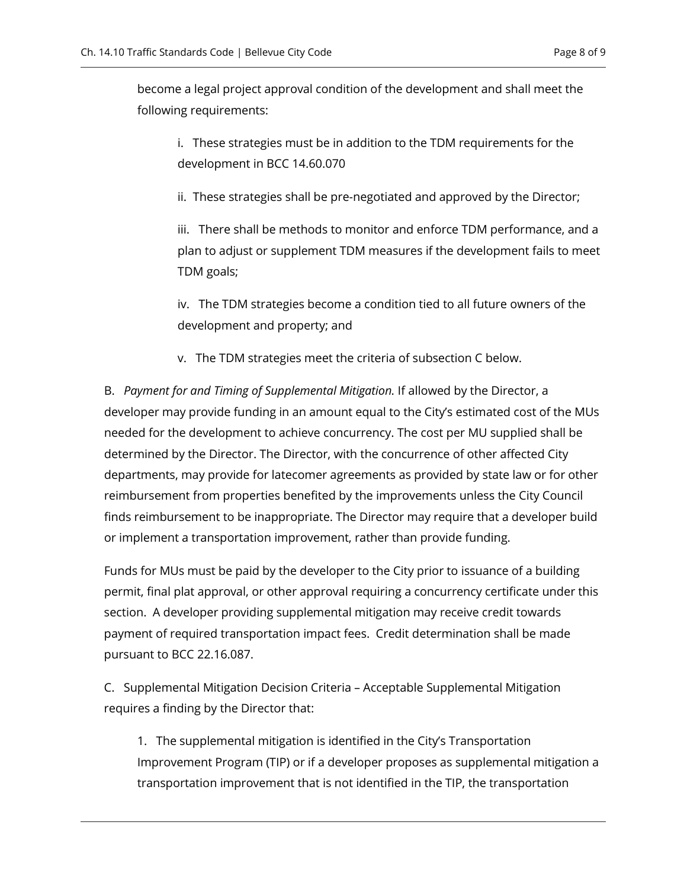become a legal project approval condition of the development and shall meet the following requirements:

i. These strategies must be in addition to the TDM requirements for the development in BCC 14.60.070

ii. These strategies shall be pre-negotiated and approved by the Director;

iii. There shall be methods to monitor and enforce TDM performance, and a plan to adjust or supplement TDM measures if the development fails to meet TDM goals;

iv. The TDM strategies become a condition tied to all future owners of the development and property; and

v. The TDM strategies meet the criteria of subsection C below.

B. *Payment for and Timing of Supplemental Mitigation.* If allowed by the Director, a developer may provide funding in an amount equal to the City's estimated cost of the MUs needed for the development to achieve concurrency. The cost per MU supplied shall be determined by the Director. The Director, with the concurrence of other affected City departments, may provide for latecomer agreements as provided by state law or for other reimbursement from properties benefited by the improvements unless the City Council finds reimbursement to be inappropriate. The Director may require that a developer build or implement a transportation improvement, rather than provide funding.

Funds for MUs must be paid by the developer to the City prior to issuance of a building permit, final plat approval, or other approval requiring a concurrency certificate under this section. A developer providing supplemental mitigation may receive credit towards payment of required transportation impact fees. Credit determination shall be made pursuant to BCC 22.16.087.

C. Supplemental Mitigation Decision Criteria – Acceptable Supplemental Mitigation requires a finding by the Director that:

1. The supplemental mitigation is identified in the City's Transportation Improvement Program (TIP) or if a developer proposes as supplemental mitigation a transportation improvement that is not identified in the TIP, the transportation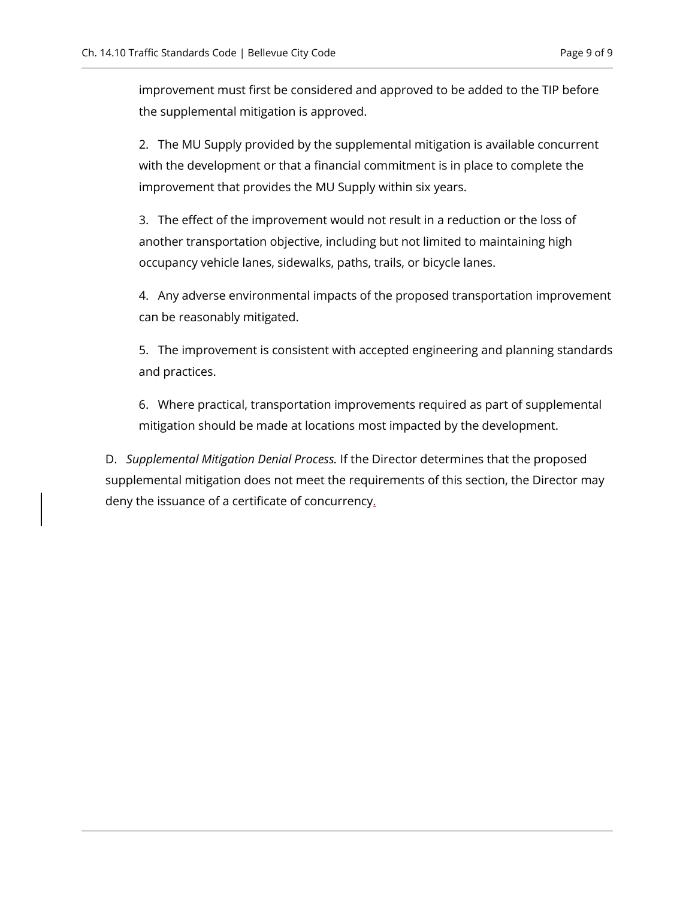improvement must first be considered and approved to be added to the TIP before the supplemental mitigation is approved.

2. The MU Supply provided by the supplemental mitigation is available concurrent with the development or that a financial commitment is in place to complete the improvement that provides the MU Supply within six years.

3. The effect of the improvement would not result in a reduction or the loss of another transportation objective, including but not limited to maintaining high occupancy vehicle lanes, sidewalks, paths, trails, or bicycle lanes.

4. Any adverse environmental impacts of the proposed transportation improvement can be reasonably mitigated.

5. The improvement is consistent with accepted engineering and planning standards and practices.

6. Where practical, transportation improvements required as part of supplemental mitigation should be made at locations most impacted by the development.

D. *Supplemental Mitigation Denial Process.* If the Director determines that the proposed supplemental mitigation does not meet the requirements of this section, the Director may deny the issuance of a certificate of concurrency.